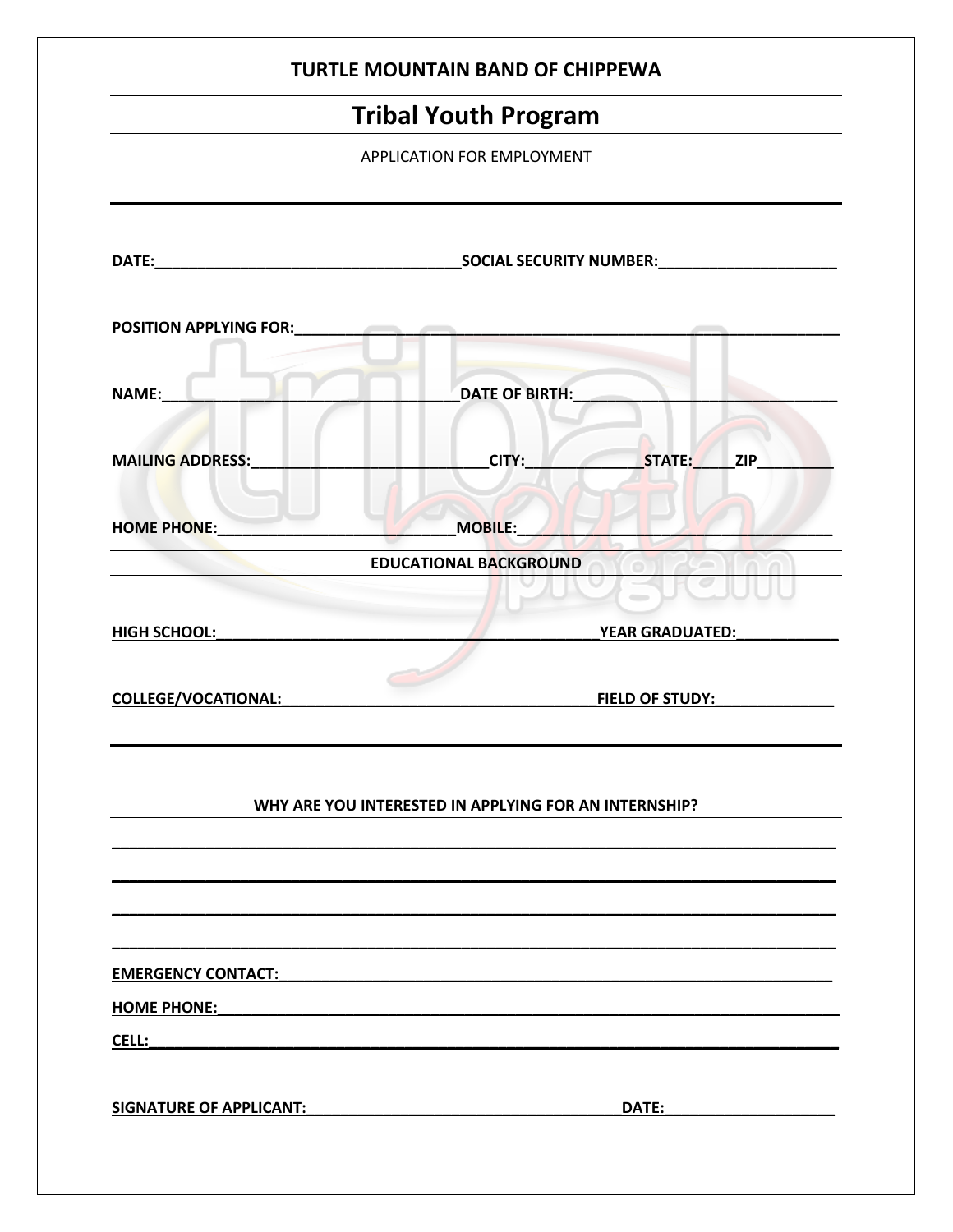**TURTLE MOUNTAIN BAND OF CHIPPEWA**

# Tribal Youth Program

APPLICATION FOR EMPLOYMENT

---

**DATE:**_____________________________________**SOCIAL SECURITY NUMBER:**_____________________

**POSITION APPLYING FOR:**_____________________________________________________________________

**NAME:**_____________________________________**DATE OF BIRTH:**_______________________________

**MAILING ADDRESS:**____________________________**CITY:**______________**STATE:**_____**ZIP**_________

**HOME PHONE:**____________________________**MOBILE:**________________________________

**EDUCATIONAL BACKGROUND**

**HIGH SCHOOL:**_______________________________________________**YEAR GRADUATED:**____________

**COLLEGE/VOCATIONAL:**_______________________________________**FIELD OF STUDY:**______________

---

**WHY ARE YOU INTERESTED IN APPLYING FOR AN INTERNSHIP?**

_____________________________________________________________________________________

_____________________________________________________________________________________

_____________________________________________________________________________________

_____________________________________________________________________________________

**EMERGENCY CONTACT:**_________________________________________________________________

**HOME PHONE:**______________________________________________________________________

**CELL:**_____________________________________________________________________________

**SIGNATURE OF APPLICANT:**_____________________________________ **DATE:**____________________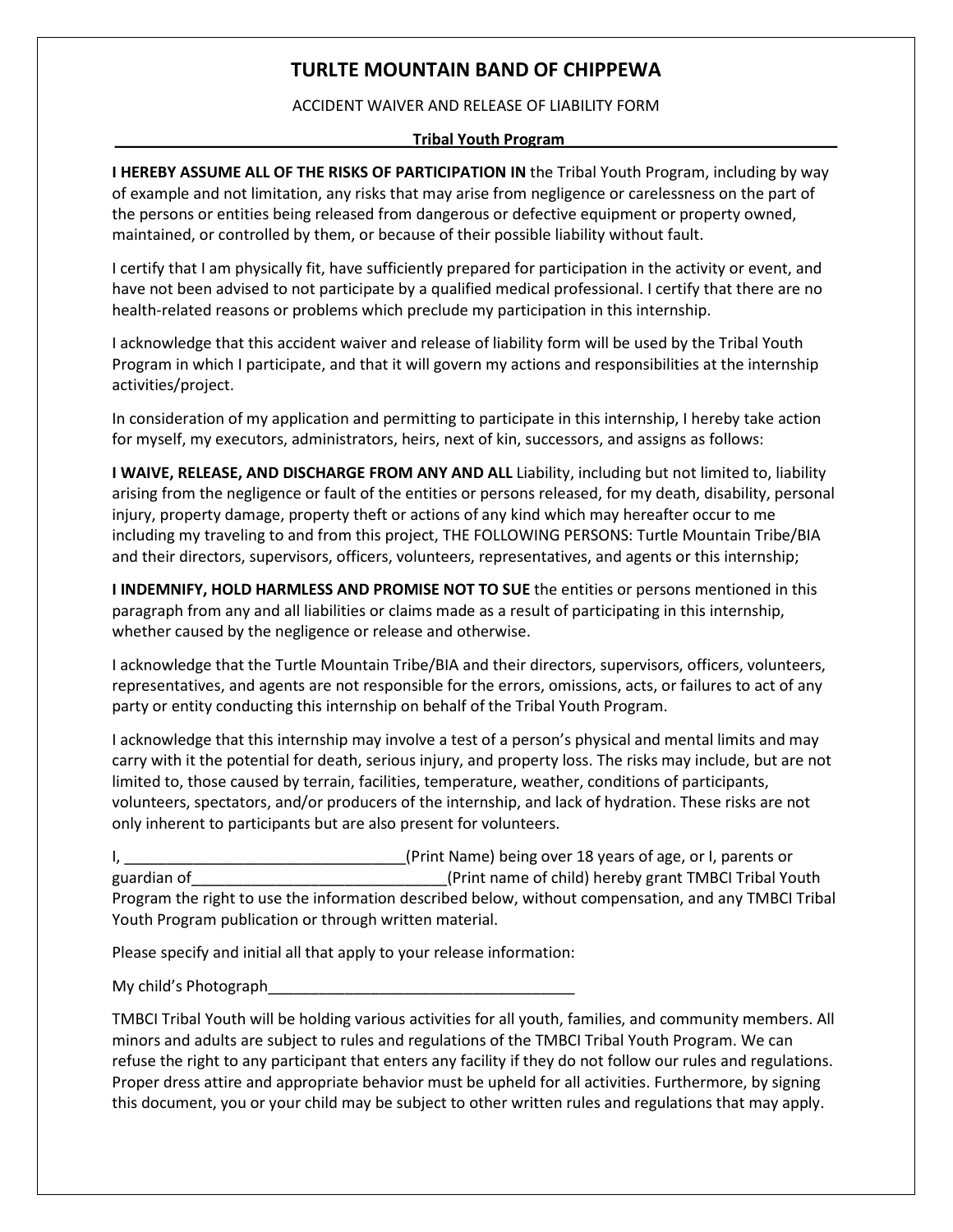# TURLTE MOUNTAIN BAND OF CHIPPEWA

ACCIDENT WAIVER AND RELEASE OF LIABILITY FORM

**Tribal Youth Program**

**I HEREBY ASSUME ALL OF THE RISKS OF PARTICIPATION IN** the Tribal Youth Program, including by way of example and not limitation, any risks that may arise from negligence or carelessness on the part of the persons or entities being released from dangerous or defective equipment or property owned, maintained, or controlled by them, or because of their possible liability without fault.

I certify that I am physically fit, have sufficiently prepared for participation in the activity or event, and have not been advised to not participate by a qualified medical professional. I certify that there are no health-related reasons or problems which preclude my participation in this internship.

I acknowledge that this accident waiver and release of liability form will be used by the Tribal Youth Program in which I participate, and that it will govern my actions and responsibilities at the internship activities/project.

In consideration of my application and permitting to participate in this internship, I hereby take action for myself, my executors, administrators, heirs, next of kin, successors, and assigns as follows:

**I WAIVE, RELEASE, AND DISCHARGE FROM ANY AND ALL** Liability, including but not limited to, liability arising from the negligence or fault of the entities or persons released, for my death, disability, personal injury, property damage, property theft or actions of any kind which may hereafter occur to me including my traveling to and from this project, THE FOLLOWING PERSONS: Turtle Mountain Tribe/BIA and their directors, supervisors, officers, volunteers, representatives, and agents or this internship;

**I INDEMNIFY, HOLD HARMLESS AND PROMISE NOT TO SUE** the entities or persons mentioned in this paragraph from any and all liabilities or claims made as a result of participating in this internship, whether caused by the negligence or release and otherwise.

I acknowledge that the Turtle Mountain Tribe/BIA and their directors, supervisors, officers, volunteers, representatives, and agents are not responsible for the errors, omissions, acts, or failures to act of any party or entity conducting this internship on behalf of the Tribal Youth Program.

I acknowledge that this internship may involve a test of a person's physical and mental limits and may carry with it the potential for death, serious injury, and property loss. The risks may include, but are not limited to, those caused by terrain, facilities, temperature, weather, conditions of participants, volunteers, spectators, and/or producers of the internship, and lack of hydration. These risks are not only inherent to participants but are also present for volunteers.

I, _________________________________(Print Name) being over 18 years of age, or I, parents or guardian of_______________________________(Print name of child) hereby grant TMBCI Tribal Youth Program the right to use the information described below, without compensation, and any TMBCI Tribal Youth Program publication or through written material.

Please specify and initial all that apply to your release information:

My child's Photograph_____________________________________

TMBCI Tribal Youth will be holding various activities for all youth, families, and community members. All minors and adults are subject to rules and regulations of the TMBCI Tribal Youth Program. We can refuse the right to any participant that enters any facility if they do not follow our rules and regulations. Proper dress attire and appropriate behavior must be upheld for all activities. Furthermore, by signing this document, you or your child may be subject to other written rules and regulations that may apply.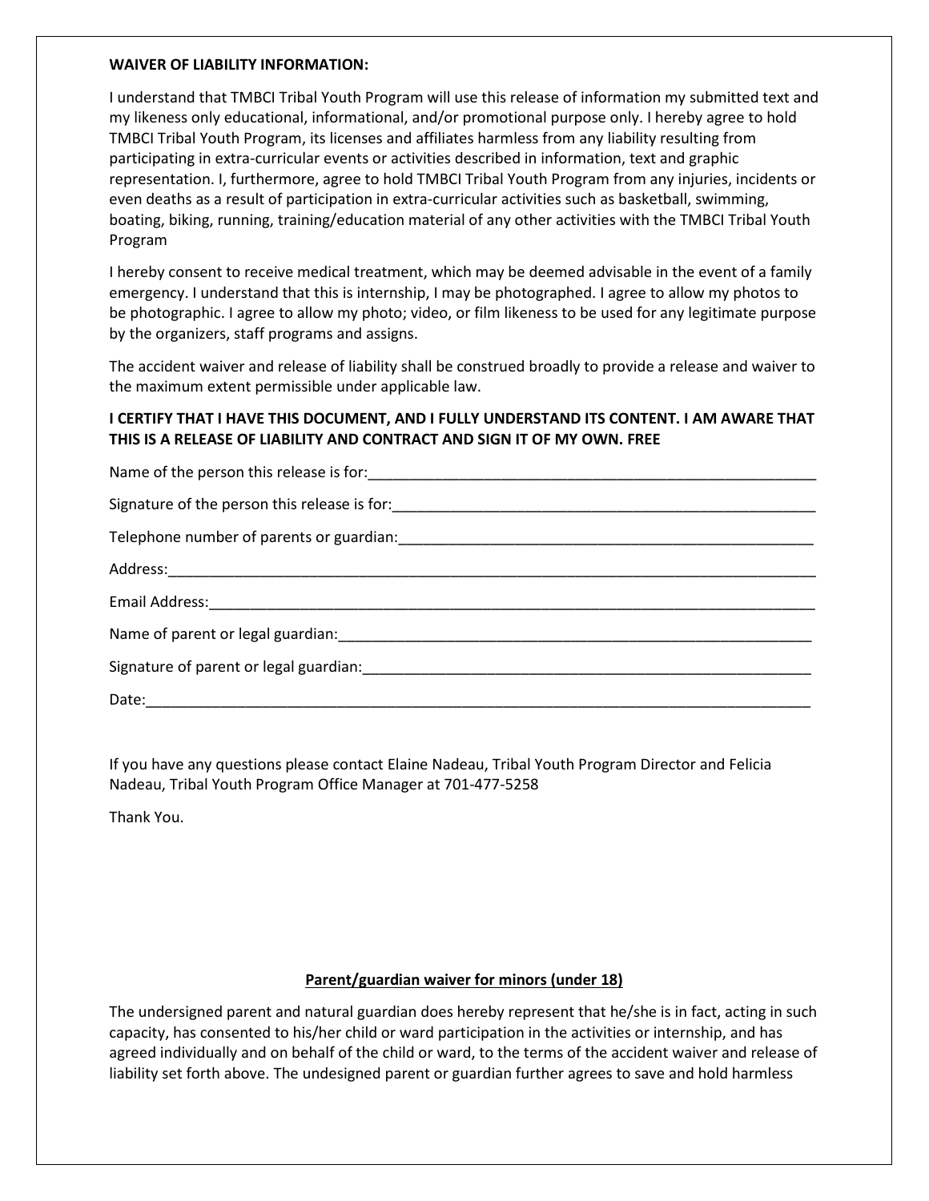**WAIVER OF LIABILITY INFORMATION:**

I understand that TMBCI Tribal Youth Program will use this release of information my submitted text and my likeness only educational, informational, and/or promotional purpose only. I hereby agree to hold TMBCI Tribal Youth Program, its licenses and affiliates harmless from any liability resulting from participating in extra-curricular events or activities described in information, text and graphic representation. I, furthermore, agree to hold TMBCI Tribal Youth Program from any injuries, incidents or even deaths as a result of participation in extra-curricular activities such as basketball, swimming, boating, biking, running, training/education material of any other activities with the TMBCI Tribal Youth Program

I hereby consent to receive medical treatment, which may be deemed advisable in the event of a family emergency. I understand that this is internship, I may be photographed. I agree to allow my photos to be photographic. I agree to allow my photo; video, or film likeness to be used for any legitimate purpose by the organizers, staff programs and assigns.

The accident waiver and release of liability shall be construed broadly to provide a release and waiver to the maximum extent permissible under applicable law.

**I CERTIFY THAT I HAVE THIS DOCUMENT, AND I FULLY UNDERSTAND ITS CONTENT. I AM AWARE THAT THIS IS A RELEASE OF LIABILITY AND CONTRACT AND SIGN IT OF MY OWN. FREE**

Name of the person this release is for:_______________________________________________________

Signature of the person this release is for:____________________________________________________

Telephone number of parents or guardian:____________________________________________________

Address:________________________________________________________________________________

Email Address:___________________________________________________________________________

Name of parent or legal guardian:___________________________________________________________

Signature of parent or legal guardian:________________________________________________________

Date:___________________________________________________________________________________

If you have any questions please contact Elaine Nadeau, Tribal Youth Program Director and Felicia Nadeau, Tribal Youth Program Office Manager at 701-477-5258

Thank You.

**Parent/guardian waiver for minors (under 18)**

The undersigned parent and natural guardian does hereby represent that he/she is in fact, acting in such capacity, has consented to his/her child or ward participation in the activities or internship, and has agreed individually and on behalf of the child or ward, to the terms of the accident waiver and release of liability set forth above. The undesigned parent or guardian further agrees to save and hold harmless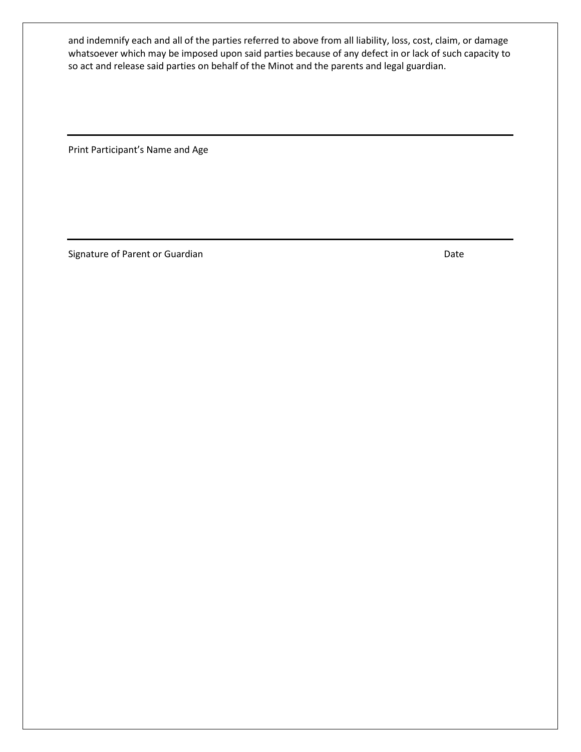and indemnify each and all of the parties referred to above from all liability, loss, cost, claim, or damage whatsoever which may be imposed upon said parties because of any defect in or lack of such capacity to so act and release said parties on behalf of the Minot and the parents and legal guardian.

---

Print Participant's Name and Age

---

Signature of Parent or Guardian                                                                                    Date